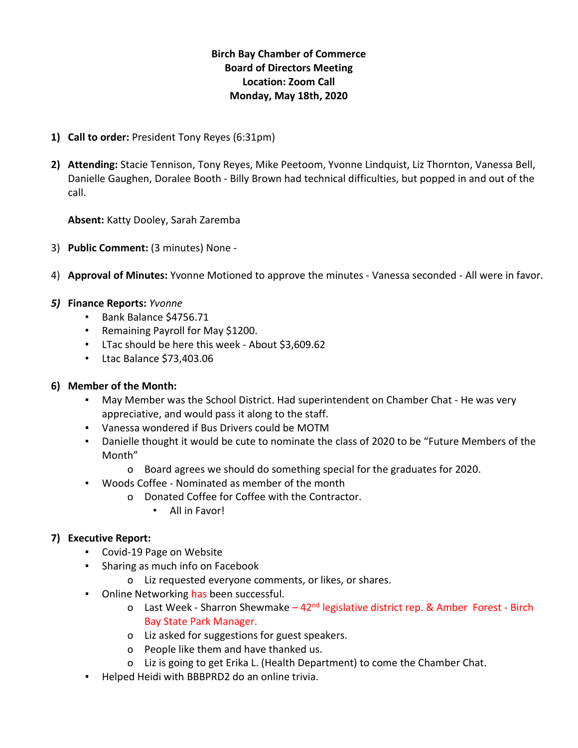**Birch Bay Chamber of Commerce**
**Board of Directors Meeting**
**Location: Zoom Call**
**Monday, May 18th, 2020**

1) **Call to order:** President Tony Reyes (6:31pm)

2) **Attending:** Stacie Tennison, Tony Reyes, Mike Peetoom, Yvonne Lindquist, Liz Thornton, Vanessa Bell, Danielle Gaughen, Doralee Booth - Billy Brown had technical difficulties, but popped in and out of the call.

   **Absent:** Katty Dooley, Sarah Zaremba

3) **Public Comment:** (3 minutes) None -

4) **Approval of Minutes:** Yvonne Motioned to approve the minutes - Vanessa seconded - All were in favor.

5) **Finance Reports:** *Yvonne*
   - Bank Balance $4756.71
   - Remaining Payroll for May $1200.
   - LTac should be here this week - About $3,609.62
   - Ltac Balance $73,403.06

6) **Member of the Month:**
   - May Member was the School District. Had superintendent on Chamber Chat - He was very appreciative, and would pass it along to the staff.
   - Vanessa wondered if Bus Drivers could be MOTM
   - Danielle thought it would be cute to nominate the class of 2020 to be "Future Members of the Month"
     - Board agrees we should do something special for the graduates for 2020.
   - Woods Coffee - Nominated as member of the month
     - Donated Coffee for Coffee with the Contractor.
       - All in Favor!

7) **Executive Report:**
   - Covid-19 Page on Website
   - Sharing as much info on Facebook
     - Liz requested everyone comments, or likes, or shares.
   - Online Networking has been successful.
     - Last Week - Sharron Shewmake – 42nd legislative district rep. & Amber Forest - Birch Bay State Park Manager.
     - Liz asked for suggestions for guest speakers.
     - People like them and have thanked us.
     - Liz is going to get Erika L. (Health Department) to come the Chamber Chat.
   - Helped Heidi with BBBPRD2 do an online trivia.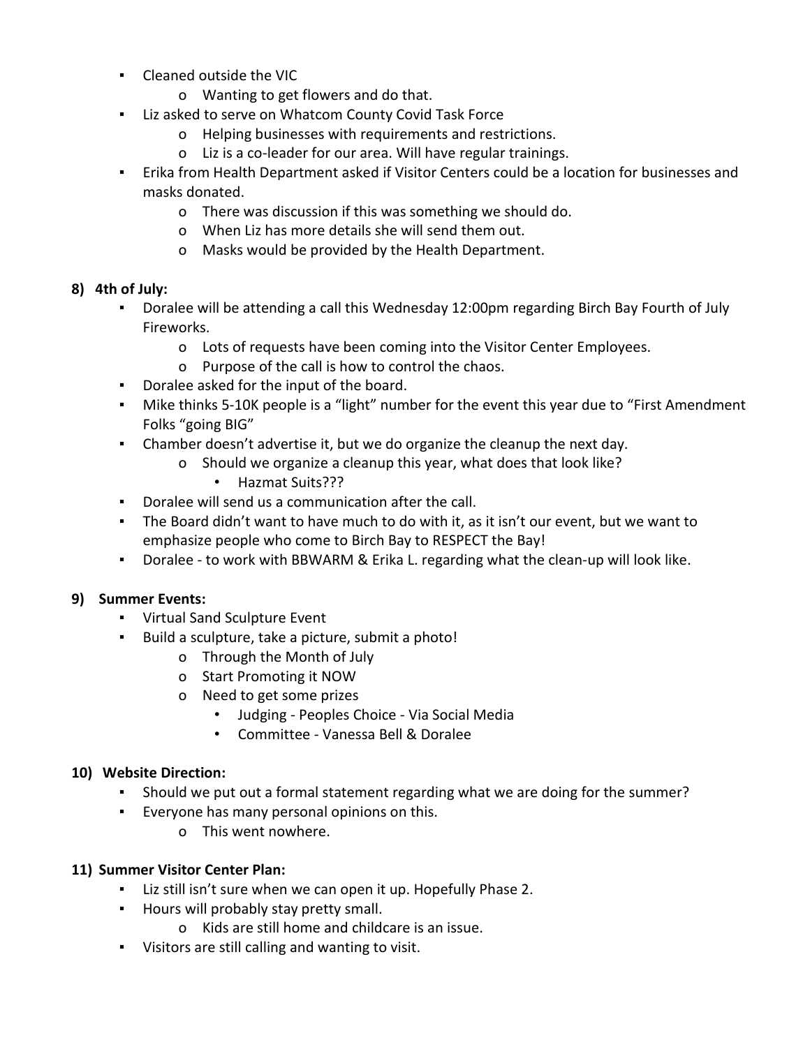- Cleaned outside the VIC
  - Wanting to get flowers and do that.
- Liz asked to serve on Whatcom County Covid Task Force
  - Helping businesses with requirements and restrictions.
  - Liz is a co-leader for our area. Will have regular trainings.
- Erika from Health Department asked if Visitor Centers could be a location for businesses and masks donated.
  - There was discussion if this was something we should do.
  - When Liz has more details she will send them out.
  - Masks would be provided by the Health Department.

**8) 4th of July:**

- Doralee will be attending a call this Wednesday 12:00pm regarding Birch Bay Fourth of July Fireworks.
  - Lots of requests have been coming into the Visitor Center Employees.
  - Purpose of the call is how to control the chaos.
- Doralee asked for the input of the board.
- Mike thinks 5-10K people is a "light" number for the event this year due to "First Amendment Folks "going BIG"
- Chamber doesn't advertise it, but we do organize the cleanup the next day.
  - Should we organize a cleanup this year, what does that look like?
    - Hazmat Suits???
- Doralee will send us a communication after the call.
- The Board didn't want to have much to do with it, as it isn't our event, but we want to emphasize people who come to Birch Bay to RESPECT the Bay!
- Doralee - to work with BBWARM & Erika L. regarding what the clean-up will look like.

**9) Summer Events:**

- Virtual Sand Sculpture Event
- Build a sculpture, take a picture, submit a photo!
  - Through the Month of July
  - Start Promoting it NOW
  - Need to get some prizes
    - Judging - Peoples Choice - Via Social Media
    - Committee - Vanessa Bell & Doralee

**10) Website Direction:**

- Should we put out a formal statement regarding what we are doing for the summer?
- Everyone has many personal opinions on this.
  - This went nowhere.

**11) Summer Visitor Center Plan:**

- Liz still isn't sure when we can open it up. Hopefully Phase 2.
- Hours will probably stay pretty small.
  - Kids are still home and childcare is an issue.
- Visitors are still calling and wanting to visit.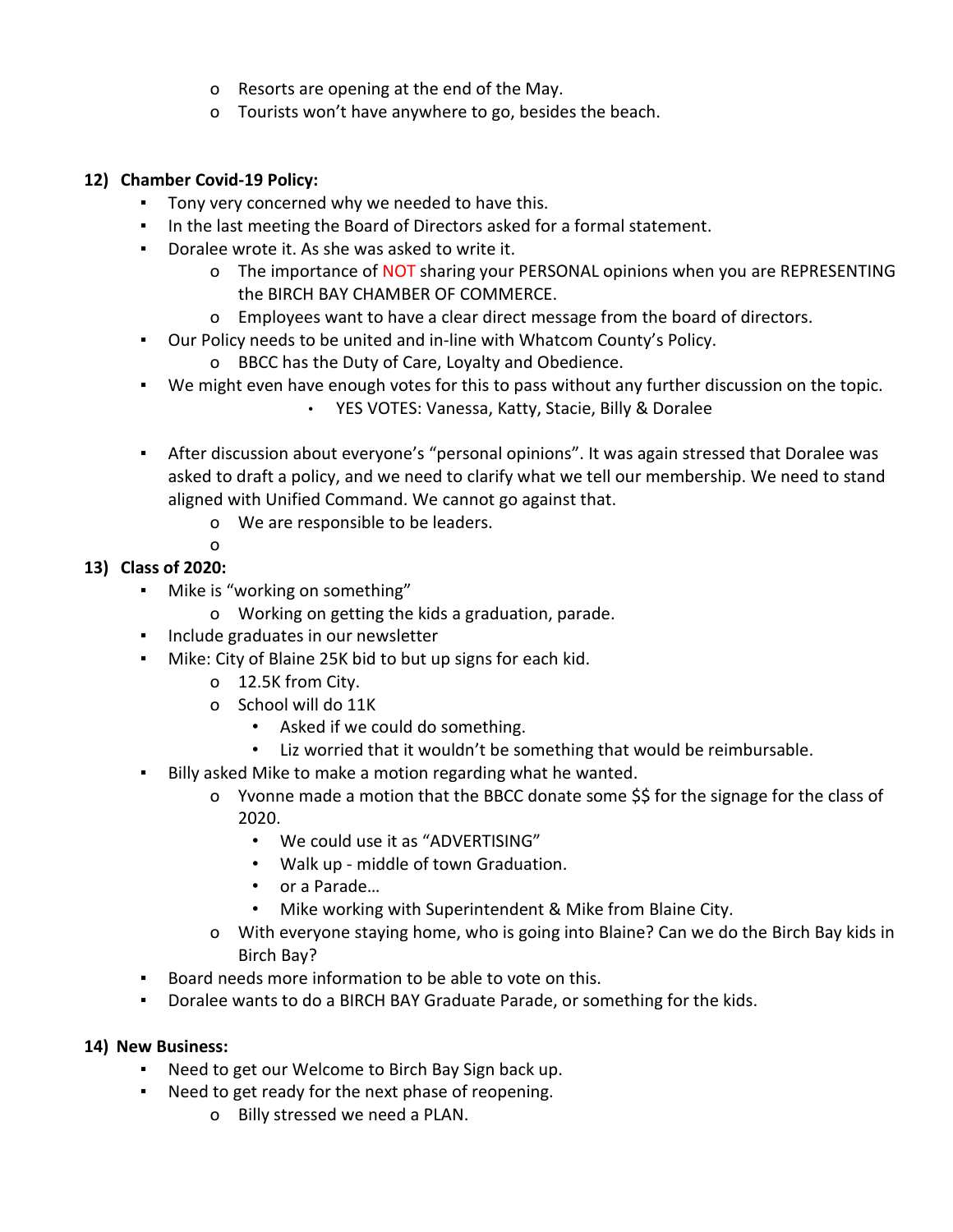- Resorts are opening at the end of the May.
- Tourists won't have anywhere to go, besides the beach.

**12) Chamber Covid-19 Policy:**

- Tony very concerned why we needed to have this.
- In the last meeting the Board of Directors asked for a formal statement.
- Doralee wrote it. As she was asked to write it.
  - The importance of NOT sharing your PERSONAL opinions when you are REPRESENTING the BIRCH BAY CHAMBER OF COMMERCE.
  - Employees want to have a clear direct message from the board of directors.
- Our Policy needs to be united and in-line with Whatcom County's Policy.
  - BBCC has the Duty of Care, Loyalty and Obedience.
- We might even have enough votes for this to pass without any further discussion on the topic.
  - YES VOTES: Vanessa, Katty, Stacie, Billy & Doralee
- After discussion about everyone's "personal opinions". It was again stressed that Doralee was asked to draft a policy, and we need to clarify what we tell our membership. We need to stand aligned with Unified Command. We cannot go against that.
  - We are responsible to be leaders.

**13) Class of 2020:**

- Mike is "working on something"
  - Working on getting the kids a graduation, parade.
- Include graduates in our newsletter
- Mike: City of Blaine 25K bid to but up signs for each kid.
  - 12.5K from City.
  - School will do 11K
    - Asked if we could do something.
    - Liz worried that it wouldn't be something that would be reimbursable.
- Billy asked Mike to make a motion regarding what he wanted.
  - Yvonne made a motion that the BBCC donate some $$ for the signage for the class of 2020.
    - We could use it as "ADVERTISING"
    - Walk up - middle of town Graduation.
    - or a Parade…
    - Mike working with Superintendent & Mike from Blaine City.
  - With everyone staying home, who is going into Blaine? Can we do the Birch Bay kids in Birch Bay?
- Board needs more information to be able to vote on this.
- Doralee wants to do a BIRCH BAY Graduate Parade, or something for the kids.

**14) New Business:**

- Need to get our Welcome to Birch Bay Sign back up.
- Need to get ready for the next phase of reopening.
  - Billy stressed we need a PLAN.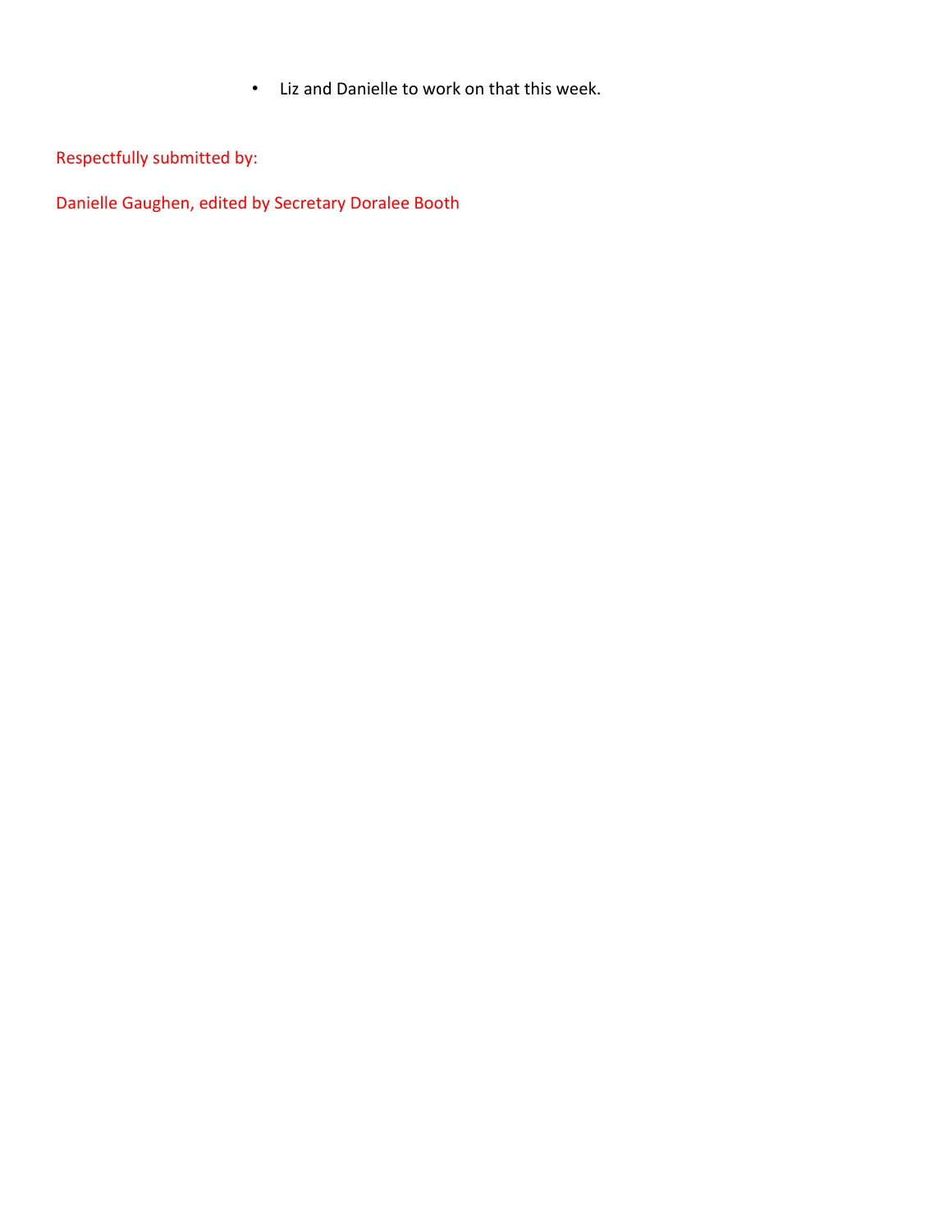- Liz and Danielle to work on that this week.

Respectfully submitted by:

Danielle Gaughen, edited by Secretary Doralee Booth